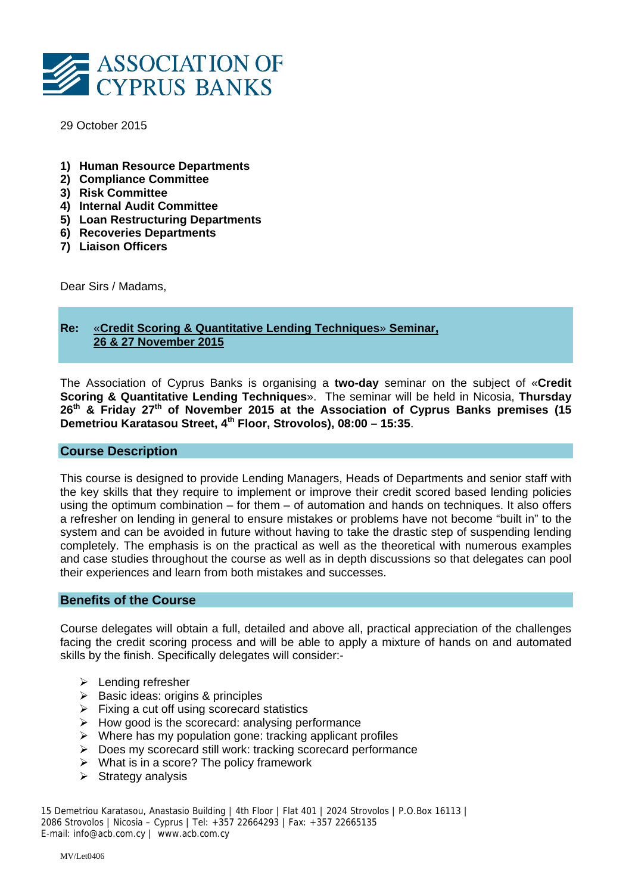ASSOCIATION OF CYPRUS BANKS

29 October 2015

1) **Human Resource Departments**
2) **Compliance Committee**
3) **Risk Committee**
4) **Internal Audit Committee**
5) **Loan Restructuring Departments**
6) **Recoveries Departments**
7) **Liaison Officers**

Dear Sirs / Madams,

**Re:** «**Credit Scoring & Quantitative Lending Techniques**» **Seminar, 26 & 27 November 2015**

The Association of Cyprus Banks is organising a **two-day** seminar on the subject of «**Credit Scoring & Quantitative Lending Techniques**». The seminar will be held in Nicosia, **Thursday 26th & Friday 27th of November 2015 at the Association of Cyprus Banks premises (15 Demetriou Karatasou Street, 4th Floor, Strovolos), 08:00 – 15:35**.

## Course Description

This course is designed to provide Lending Managers, Heads of Departments and senior staff with the key skills that they require to implement or improve their credit scored based lending policies using the optimum combination – for them – of automation and hands on techniques. It also offers a refresher on lending in general to ensure mistakes or problems have not become "built in" to the system and can be avoided in future without having to take the drastic step of suspending lending completely. The emphasis is on the practical as well as the theoretical with numerous examples and case studies throughout the course as well as in depth discussions so that delegates can pool their experiences and learn from both mistakes and successes.

## Benefits of the Course

Course delegates will obtain a full, detailed and above all, practical appreciation of the challenges facing the credit scoring process and will be able to apply a mixture of hands on and automated skills by the finish. Specifically delegates will consider:-

- Lending refresher
- Basic ideas: origins & principles
- Fixing a cut off using scorecard statistics
- How good is the scorecard: analysing performance
- Where has my population gone: tracking applicant profiles
- Does my scorecard still work: tracking scorecard performance
- What is in a score? The policy framework
- Strategy analysis

15 Demetriou Karatasou, Anastasio Building | 4th Floor | Flat 401 | 2024 Strovolos | P.O.Box 16113 | 2086 Strovolos | Nicosia – Cyprus | Tel: +357 22664293 | Fax: +357 22665135
E-mail: info@acb.com.cy | www.acb.com.cy

MV/Let0406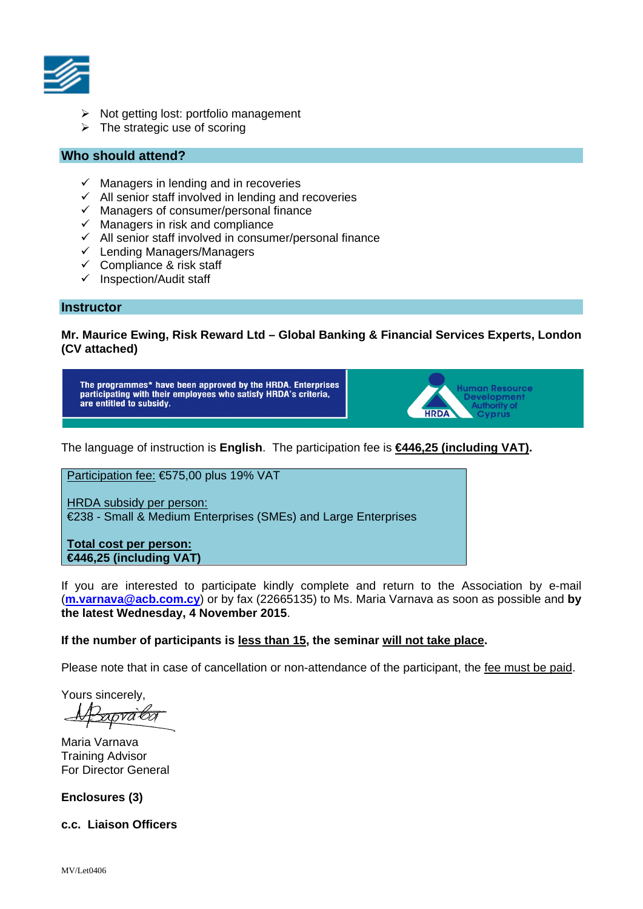- Not getting lost: portfolio management
- The strategic use of scoring

## Who should attend?

- ✓ Managers in lending and in recoveries
- ✓ All senior staff involved in lending and recoveries
- ✓ Managers of consumer/personal finance
- ✓ Managers in risk and compliance
- ✓ All senior staff involved in consumer/personal finance
- ✓ Lending Managers/Managers
- ✓ Compliance & risk staff
- ✓ Inspection/Audit staff

## Instructor

**Mr. Maurice Ewing, Risk Reward Ltd – Global Banking & Financial Services Experts, London (CV attached)**

**The programmes* have been approved by the HRDA. Enterprises participating with their employees who satisfy HRDA's criteria, are entitled to subsidy.**

HRDA Human Resource Development Authority of Cyprus

The language of instruction is **English**. The participation fee is **<u>€446,25 (including VAT)</u>.**

<u>Participation fee:</u> €575,00 plus 19% VAT

<u>HRDA subsidy per person:</u>
€238 - Small & Medium Enterprises (SMEs) and Large Enterprises

**<u>Total cost per person:</u>**
**€446,25 (including VAT)**

If you are interested to participate kindly complete and return to the Association by e-mail (**m.varnava@acb.com.cy**) or by fax (22665135) to Ms. Maria Varnava as soon as possible and **by the latest Wednesday, 4 November 2015**.

**If the number of participants is <u>less than 15</u>, the seminar <u>will not take place</u>.**

Please note that in case of cancellation or non-attendance of the participant, the <u>fee must be paid</u>.

Yours sincerely,

Maria Varnava
Training Advisor
For Director General

**Enclosures (3)**

**c.c. Liaison Officers**

MV/Let0406